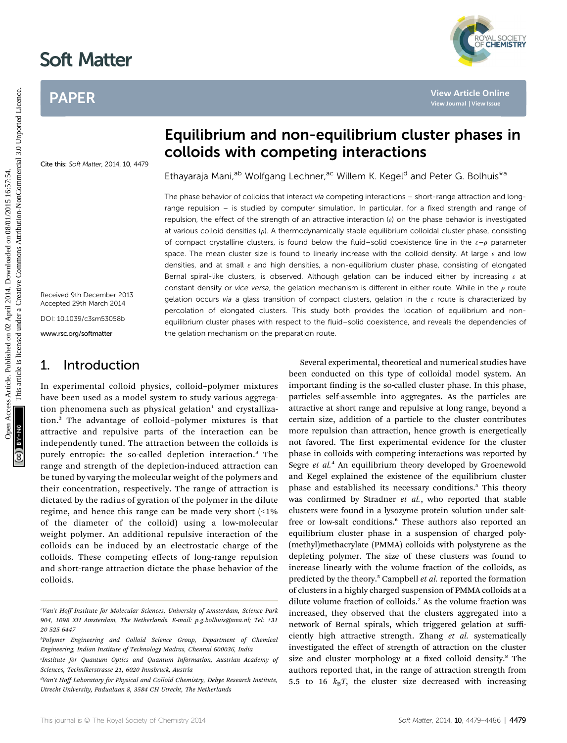# Equilibrium and non-equilibrium cluster phases in colloids with competing interactions

Ethayaraja Mani,[ab] Wolfgang Lechner,[ac] Willem K. Kegel[d] and Peter G. Bolhuis*[a]

Cite this: Soft Matter, 2014, 10, 4479

Received 9th December 2013
Accepted 29th March 2014

DOI: 10.1039/c3sm53058b

www.rsc.org/softmatter

The phase behavior of colloids that interact *via* competing interactions – short-range attraction and long-range repulsion – is studied by computer simulation. In particular, for a fixed strength and range of repulsion, the effect of the strength of an attractive interaction ($\varepsilon$) on the phase behavior is investigated at various colloid densities ($\rho$). A thermodynamically stable equilibrium colloidal cluster phase, consisting of compact crystalline clusters, is found below the fluid–solid coexistence line in the $\varepsilon$–$\rho$ parameter space. The mean cluster size is found to linearly increase with the colloid density. At large $\varepsilon$ and low densities, and at small $\varepsilon$ and high densities, a non-equilibrium cluster phase, consisting of elongated Bernal spiral-like clusters, is observed. Although gelation can be induced either by increasing $\varepsilon$ at constant density or *vice versa*, the gelation mechanism is different in either route. While in the $\rho$ route gelation occurs *via* a glass transition of compact clusters, gelation in the $\varepsilon$ route is characterized by percolation of elongated clusters. This study both provides the location of equilibrium and non-equilibrium cluster phases with respect to the fluid–solid coexistence, and reveals the dependencies of the gelation mechanism on the preparation route.

## 1. Introduction

In experimental colloid physics, colloid–polymer mixtures have been used as a model system to study various aggregation phenomena such as physical gelation[1] and crystallization.[2] The advantage of colloid–polymer mixtures is that attractive and repulsive parts of the interaction can be independently tuned. The attraction between the colloids is purely entropic: the so-called depletion interaction.[3] The range and strength of the depletion-induced attraction can be tuned by varying the molecular weight of the polymers and their concentration, respectively. The range of attraction is dictated by the radius of gyration of the polymer in the dilute regime, and hence this range can be made very short (<1% of the diameter of the colloid) using a low-molecular weight polymer. An additional repulsive interaction of the colloids can be induced by an electrostatic charge of the colloids. These competing effects of long-range repulsion and short-range attraction dictate the phase behavior of the colloids.

Several experimental, theoretical and numerical studies have been conducted on this type of colloidal model system. An important finding is the so-called cluster phase. In this phase, particles self-assemble into aggregates. As the particles are attractive at short range and repulsive at long range, beyond a certain size, addition of a particle to the cluster contributes more repulsion than attraction, hence growth is energetically not favored. The first experimental evidence for the cluster phase in colloids with competing interactions was reported by Segre *et al.*[4] An equilibrium theory developed by Groenewold and Kegel explained the existence of the equilibrium cluster phase and established its necessary conditions.[5] This theory was confirmed by Stradner *et al.*, who reported that stable clusters were found in a lysozyme protein solution under salt-free or low-salt conditions.[6] These authors also reported an equilibrium cluster phase in a suspension of charged poly(methyl)methacrylate (PMMA) colloids with polystyrene as the depleting polymer. The size of these clusters was found to increase linearly with the volume fraction of the colloids, as predicted by the theory.[5] Campbell *et al.* reported the formation of clusters in a highly charged suspension of PMMA colloids at a dilute volume fraction of colloids.[7] As the volume fraction was increased, they observed that the clusters aggregated into a network of Bernal spirals, which triggered gelation at sufficiently high attractive strength. Zhang *et al.* systematically investigated the effect of strength of attraction on the cluster size and cluster morphology at a fixed colloid density.[8] The authors reported that, in the range of attraction strength from 5.5 to 16 $k_BT$, the cluster size decreased with increasing

---

[a] Van't Hoff Institute for Molecular Sciences, University of Amsterdam, Science Park 904, 1098 XH Amsterdam, The Netherlands. E-mail: p.g.bolhuis@uva.nl; Tel: +31 20 525 6447

[b] Polymer Engineering and Colloid Science Group, Department of Chemical Engineering, Indian Institute of Technology Madras, Chennai 600036, India

[c] Institute for Quantum Optics and Quantum Information, Austrian Academy of Sciences, Technikerstrasse 21, 6020 Innsbruck, Austria

[d] Van't Hoff Laboratory for Physical and Colloid Chemistry, Debye Research Institute, Utrecht University, Padualaan 8, 3584 CH Utrecht, The Netherlands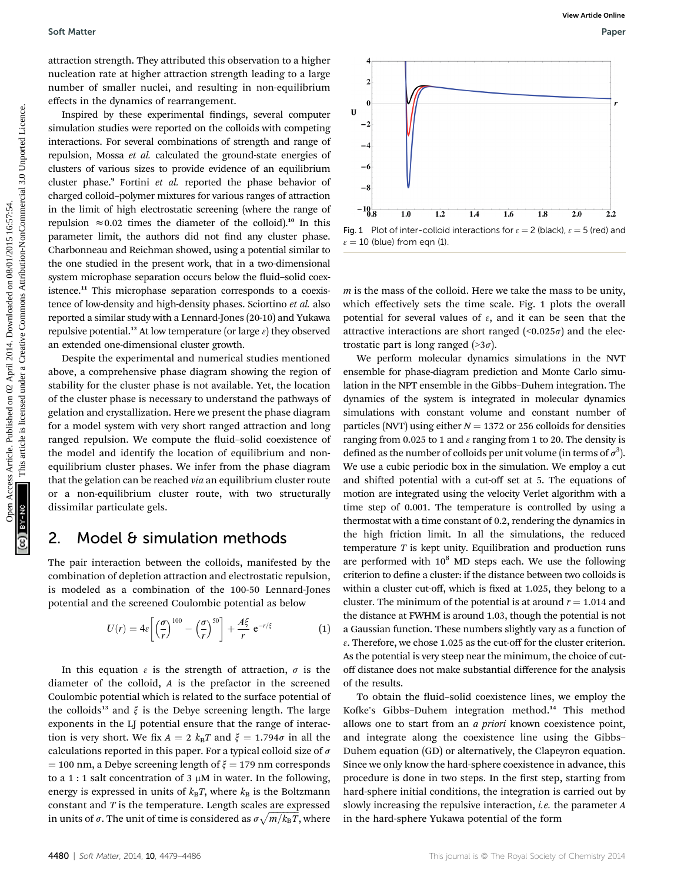attraction strength. They attributed this observation to a higher nucleation rate at higher attraction strength leading to a large number of smaller nuclei, and resulting in non-equilibrium effects in the dynamics of rearrangement.

Inspired by these experimental findings, several computer simulation studies were reported on the colloids with competing interactions. For several combinations of strength and range of repulsion, Mossa *et al.* calculated the ground-state energies of clusters of various sizes to provide evidence of an equilibrium cluster phase.[9] Fortini *et al.* reported the phase behavior of charged colloid–polymer mixtures for various ranges of attraction in the limit of high electrostatic screening (where the range of repulsion $\approx 0.02$ times the diameter of the colloid).[10] In this parameter limit, the authors did not find any cluster phase. Charbonneau and Reichman showed, using a potential similar to the one studied in the present work, that in a two-dimensional system microphase separation occurs below the fluid–solid coexistence.[11] This microphase separation corresponds to a coexistence of low-density and high-density phases. Sciortino *et al.* also reported a similar study with a Lennard-Jones (20-10) and Yukawa repulsive potential.[12] At low temperature (or large $\varepsilon$) they observed an extended one-dimensional cluster growth.

Despite the experimental and numerical studies mentioned above, a comprehensive phase diagram showing the region of stability for the cluster phase is not available. Yet, the location of the cluster phase is necessary to understand the pathways of gelation and crystallization. Here we present the phase diagram for a model system with very short ranged attraction and long ranged repulsion. We compute the fluid–solid coexistence of the model and identify the location of equilibrium and non-equilibrium cluster phases. We infer from the phase diagram that the gelation can be reached *via* an equilibrium cluster route or a non-equilibrium cluster route, with two structurally dissimilar particulate gels.

## 2. Model & simulation methods

The pair interaction between the colloids, manifested by the combination of depletion attraction and electrostatic repulsion, is modeled as a combination of the 100-50 Lennard-Jones potential and the screened Coulombic potential as below

$$U(r) = 4\varepsilon\left[\left(\frac{\sigma}{r}\right)^{100} - \left(\frac{\sigma}{r}\right)^{50}\right] + \frac{A\xi}{r}\,\mathrm{e}^{-r/\xi} \qquad (1)$$

In this equation $\varepsilon$ is the strength of attraction, $\sigma$ is the diameter of the colloid, $A$ is the prefactor in the screened Coulombic potential which is related to the surface potential of the colloids[13] and $\xi$ is the Debye screening length. The large exponents in the LJ potential ensure that the range of interaction is very short. We fix $A = 2\ k_BT$ and $\xi = 1.794\sigma$ in all the calculations reported in this paper. For a typical colloid size of $\sigma = 100$ nm, a Debye screening length of $\xi = 179$ nm corresponds to a 1 : 1 salt concentration of 3 μM in water. In the following, energy is expressed in units of $k_BT$, where $k_B$ is the Boltzmann constant and $T$ is the temperature. Length scales are expressed in units of $\sigma$. The unit of time is considered as $\sigma\sqrt{m/k_BT}$, where $m$ is the mass of the colloid. Here we take the mass to be unity, which effectively sets the time scale. Fig. 1 plots the overall potential for several values of $\varepsilon$, and it can be seen that the attractive interactions are short ranged ($<0.025\sigma$) and the electrostatic part is long ranged ($>3\sigma$).

Fig. 1 Plot of inter-colloid interactions for $\varepsilon = 2$ (black), $\varepsilon = 5$ (red) and $\varepsilon = 10$ (blue) from eqn (1).

We perform molecular dynamics simulations in the NVT ensemble for phase-diagram prediction and Monte Carlo simulation in the NPT ensemble in the Gibbs–Duhem integration. The dynamics of the system is integrated in molecular dynamics simulations with constant volume and constant number of particles (NVT) using either $N = 1372$ or 256 colloids for densities ranging from 0.025 to 1 and $\varepsilon$ ranging from 1 to 20. The density is defined as the number of colloids per unit volume (in terms of $\sigma^3$). We use a cubic periodic box in the simulation. We employ a cut and shifted potential with a cut-off set at 5. The equations of motion are integrated using the velocity Verlet algorithm with a time step of 0.001. The temperature is controlled by using a thermostat with a time constant of 0.2, rendering the dynamics in the high friction limit. In all the simulations, the reduced temperature $T$ is kept unity. Equilibration and production runs are performed with $10^8$ MD steps each. We use the following criterion to define a cluster: if the distance between two colloids is within a cluster cut-off, which is fixed at 1.025, they belong to a cluster. The minimum of the potential is at around $r = 1.014$ and the distance at FWHM is around 1.03, though the potential is not a Gaussian function. These numbers slightly vary as a function of $\varepsilon$. Therefore, we chose 1.025 as the cut-off for the cluster criterion. As the potential is very steep near the minimum, the choice of cut-off distance does not make substantial difference for the analysis of the results.

To obtain the fluid–solid coexistence lines, we employ the Kofke's Gibbs–Duhem integration method.[14] This method allows one to start from an *a priori* known coexistence point, and integrate along the coexistence line using the Gibbs–Duhem equation (GD) or alternatively, the Clapeyron equation. Since we only know the hard-sphere coexistence in advance, this procedure is done in two steps. In the first step, starting from hard-sphere initial conditions, the integration is carried out by slowly increasing the repulsive interaction, *i.e.* the parameter $A$ in the hard-sphere Yukawa potential of the form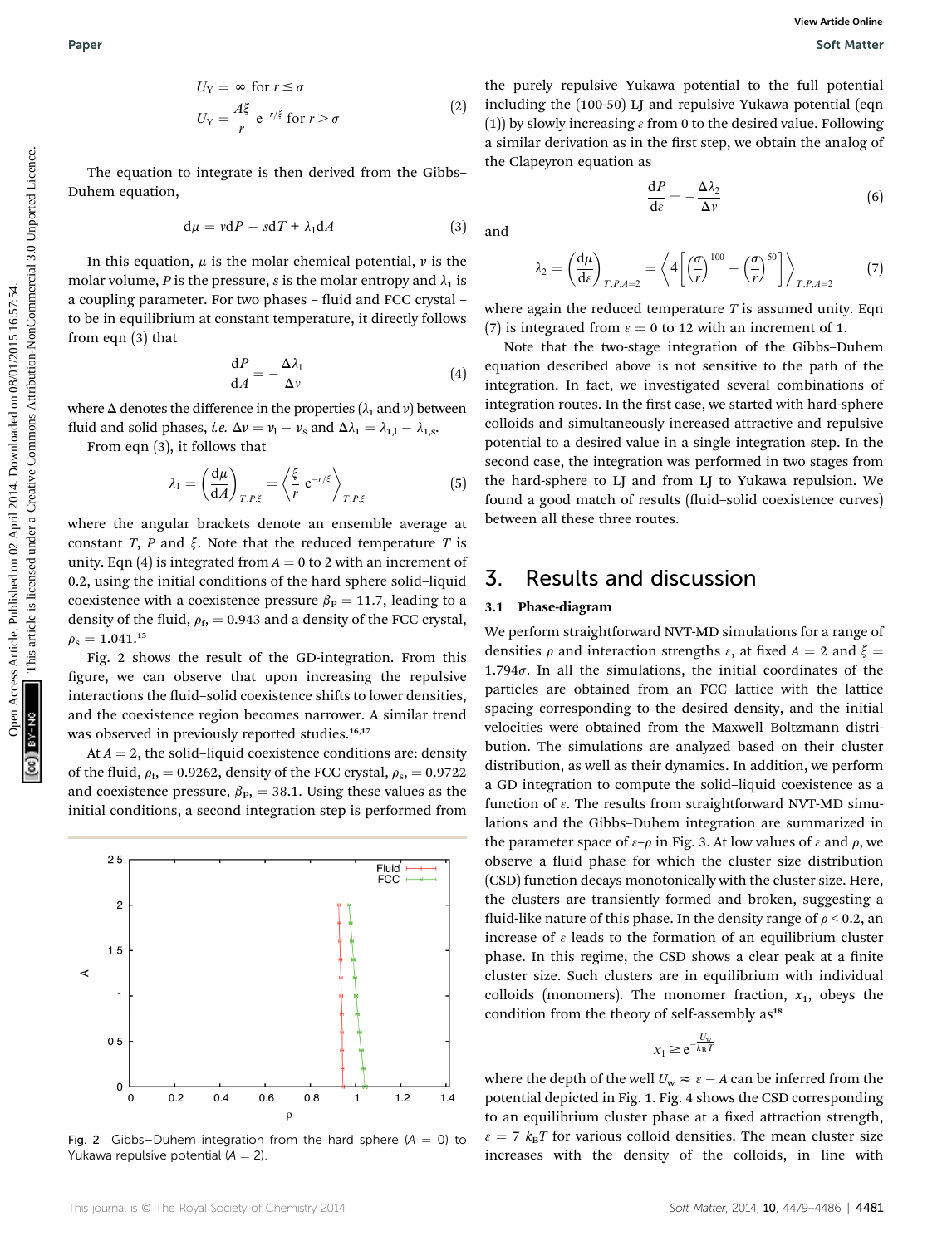$$U_Y = \infty \text{ for } r \leq \sigma$$
$$U_Y = \frac{A\xi}{r} e^{-r/\xi} \text{ for } r > \sigma \tag{2}$$

The equation to integrate is then derived from the Gibbs–Duhem equation,

$$d\mu = v dP - s dT + \lambda_1 dA \tag{3}$$

In this equation, $\mu$ is the molar chemical potential, $v$ is the molar volume, $P$ is the pressure, $s$ is the molar entropy and $\lambda_1$ is a coupling parameter. For two phases – fluid and FCC crystal – to be in equilibrium at constant temperature, it directly follows from eqn (3) that

$$\frac{dP}{dA} = -\frac{\Delta\lambda_1}{\Delta v} \tag{4}$$

where $\Delta$ denotes the difference in the properties ($\lambda_1$ and $v$) between fluid and solid phases, *i.e.* $\Delta v = v_l - v_s$ and $\Delta\lambda_1 = \lambda_{1,l} - \lambda_{1,s}$.

From eqn (3), it follows that

$$\lambda_1 = \left(\frac{d\mu}{dA}\right)_{T,P,\xi} = \left\langle \frac{\xi}{r} e^{-r/\xi} \right\rangle_{T,P,\xi} \tag{5}$$

where the angular brackets denote an ensemble average at constant $T$, $P$ and $\xi$. Note that the reduced temperature $T$ is unity. Eqn (4) is integrated from $A = 0$ to 2 with an increment of 0.2, using the initial conditions of the hard sphere solid–liquid coexistence with a coexistence pressure $\beta_P = 11.7$, leading to a density of the fluid, $\rho_f = 0.943$ and a density of the FCC crystal, $\rho_s = 1.041$.[15]

Fig. 2 shows the result of the GD-integration. From this figure, we can observe that upon increasing the repulsive interactions the fluid–solid coexistence shifts to lower densities, and the coexistence region becomes narrower. A similar trend was observed in previously reported studies.[16,17]

At $A = 2$, the solid–liquid coexistence conditions are: density of the fluid, $\rho_f = 0.9262$, density of the FCC crystal, $\rho_s = 0.9722$ and coexistence pressure, $\beta_P = 38.1$. Using these values as the initial conditions, a second integration step is performed from the purely repulsive Yukawa potential to the full potential including the (100-50) LJ and repulsive Yukawa potential (eqn (1)) by slowly increasing $\varepsilon$ from 0 to the desired value. Following a similar derivation as in the first step, we obtain the analog of the Clapeyron equation as

$$\frac{dP}{d\varepsilon} = -\frac{\Delta\lambda_2}{\Delta v} \tag{6}$$

and

$$\lambda_2 = \left(\frac{d\mu}{d\varepsilon}\right)_{T,P,A=2} = \left\langle 4\left[\left(\frac{\sigma}{r}\right)^{100} - \left(\frac{\sigma}{r}\right)^{50}\right] \right\rangle_{T,P,A=2} \tag{7}$$

where again the reduced temperature $T$ is assumed unity. Eqn (7) is integrated from $\varepsilon = 0$ to 12 with an increment of 1.

Note that the two-stage integration of the Gibbs–Duhem equation described above is not sensitive to the path of the integration. In fact, we investigated several combinations of integration routes. In the first case, we started with hard-sphere colloids and simultaneously increased attractive and repulsive potential to a desired value in a single integration step. In the second case, the integration was performed in two stages from the hard-sphere to LJ and from LJ to Yukawa repulsion. We found a good match of results (fluid–solid coexistence curves) between all these three routes.

Fig. 2 Gibbs–Duhem integration from the hard sphere ($A = 0$) to Yukawa repulsive potential ($A = 2$).

## 3. Results and discussion

### 3.1 Phase-diagram

We perform straightforward NVT-MD simulations for a range of densities $\rho$ and interaction strengths $\varepsilon$, at fixed $A = 2$ and $\xi = 1.794\sigma$. In all the simulations, the initial coordinates of the particles are obtained from an FCC lattice with the lattice spacing corresponding to the desired density, and the initial velocities were obtained from the Maxwell–Boltzmann distribution. The simulations are analyzed based on their cluster distribution, as well as their dynamics. In addition, we perform a GD integration to compute the solid–liquid coexistence as a function of $\varepsilon$. The results from straightforward NVT-MD simulations and the Gibbs–Duhem integration are summarized in the parameter space of $\varepsilon$–$\rho$ in Fig. 3. At low values of $\varepsilon$ and $\rho$, we observe a fluid phase for which the cluster size distribution (CSD) function decays monotonically with the cluster size. Here, the clusters are transiently formed and broken, suggesting a fluid-like nature of this phase. In the density range of $\rho < 0.2$, an increase of $\varepsilon$ leads to the formation of an equilibrium cluster phase. In this regime, the CSD shows a clear peak at a finite cluster size. Such clusters are in equilibrium with individual colloids (monomers). The monomer fraction, $x_1$, obeys the condition from the theory of self-assembly as[18]

$$x_1 \geq e^{-\frac{U_w}{k_B T}}$$

where the depth of the well $U_w \approx \varepsilon - A$ can be inferred from the potential depicted in Fig. 1. Fig. 4 shows the CSD corresponding to an equilibrium cluster phase at a fixed attraction strength, $\varepsilon = 7\ k_BT$ for various colloid densities. The mean cluster size increases with the density of the colloids, in line with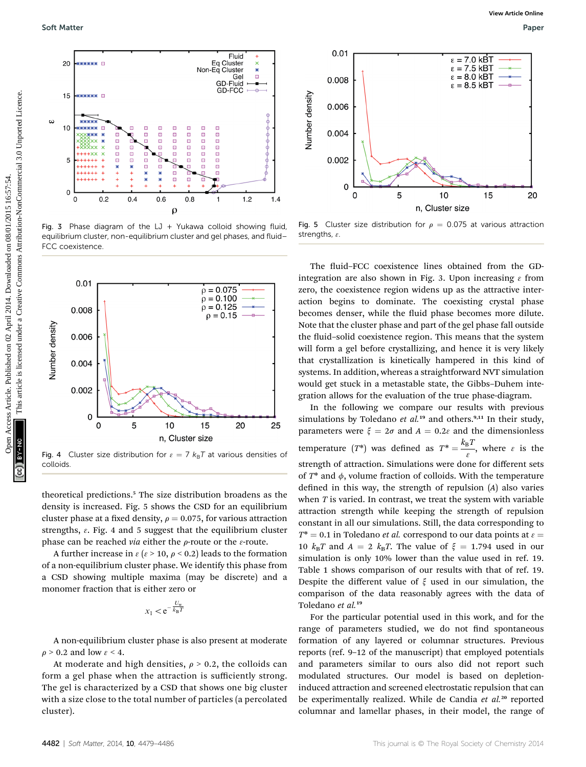Fig. 3 Phase diagram of the LJ + Yukawa colloid showing fluid, equilibrium cluster, non-equilibrium cluster and gel phases, and fluid–FCC coexistence.

Fig. 4 Cluster size distribution for $\varepsilon = 7\ k_BT$ at various densities of colloids.

theoretical predictions.[5] The size distribution broadens as the density is increased. Fig. 5 shows the CSD for an equilibrium cluster phase at a fixed density, $\rho = 0.075$, for various attraction strengths, $\varepsilon$. Fig. 4 and 5 suggest that the equilibrium cluster phase can be reached *via* either the $\rho$-route or the $\varepsilon$-route.

A further increase in $\varepsilon$ ($\varepsilon > 10$, $\rho < 0.2$) leads to the formation of a non-equilibrium cluster phase. We identify this phase from a CSD showing multiple maxima (may be discrete) and a monomer fraction that is either zero or

$$x_1 < e^{-\frac{U_w}{k_BT}}$$

A non-equilibrium cluster phase is also present at moderate $\rho > 0.2$ and low $\varepsilon < 4$.

At moderate and high densities, $\rho > 0.2$, the colloids can form a gel phase when the attraction is sufficiently strong. The gel is characterized by a CSD that shows one big cluster with a size close to the total number of particles (a percolated cluster).

Fig. 5 Cluster size distribution for $\rho = 0.075$ at various attraction strengths, $\varepsilon$.

The fluid–FCC coexistence lines obtained from the GD-integration are also shown in Fig. 3. Upon increasing $\varepsilon$ from zero, the coexistence region widens up as the attractive interaction begins to dominate. The coexisting crystal phase becomes denser, while the fluid phase becomes more dilute. Note that the cluster phase and part of the gel phase fall outside the fluid–solid coexistence region. This means that the system will form a gel before crystallizing, and hence it is very likely that crystallization is kinetically hampered in this kind of systems. In addition, whereas a straightforward NVT simulation would get stuck in a metastable state, the Gibbs–Duhem integration allows for the evaluation of the true phase-diagram.

In the following we compare our results with previous simulations by Toledano *et al.*[19] and others.[9,11] In their study, parameters were $\xi = 2\sigma$ and $A = 0.2\varepsilon$ and the dimensionless temperature ($T^*$) was defined as $T^* = \frac{k_BT}{\varepsilon}$, where $\varepsilon$ is the strength of attraction. Simulations were done for different sets of $T^*$ and $\phi$, volume fraction of colloids. With the temperature defined in this way, the strength of repulsion ($A$) also varies when $T$ is varied. In contrast, we treat the system with variable attraction strength while keeping the strength of repulsion constant in all our simulations. Still, the data corresponding to $T^* = 0.1$ in Toledano *et al.* correspond to our data points at $\varepsilon = 10\ k_BT$ and $A = 2\ k_BT$. The value of $\xi = 1.794$ used in our simulation is only 10% lower than the value used in ref. 19. Table 1 shows comparison of our results with that of ref. 19. Despite the different value of $\xi$ used in our simulation, the comparison of the data reasonably agrees with the data of Toledano *et al.*[19]

For the particular potential used in this work, and for the range of parameters studied, we do not find spontaneous formation of any layered or columnar structures. Previous reports (ref. 9–12 of the manuscript) that employed potentials and parameters similar to ours also did not report such modulated structures. Our model is based on depletion-induced attraction and screened electrostatic repulsion that can be experimentally realized. While de Candia *et al.*[20] reported columnar and lamellar phases, in their model, the range of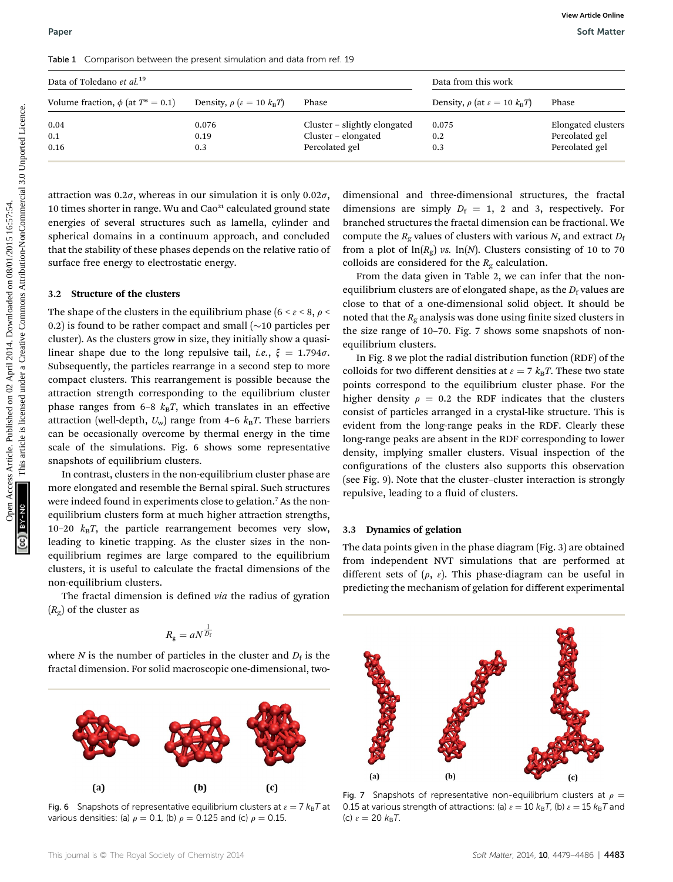Table 1 Comparison between the present simulation and data from ref. 19

| Data of Toledano *et al.*[19] | | | Data from this work | |
|---|---|---|---|---|
| Volume fraction, $\phi$ (at $T^* = 0.1$) | Density, $\rho$ ($\varepsilon = 10\ k_BT$) | Phase | Density, $\rho$ (at $\varepsilon = 10\ k_BT$) | Phase |
| 0.04 | 0.076 | Cluster – slightly elongated | 0.075 | Elongated clusters |
| 0.1 | 0.19 | Cluster – elongated | 0.2 | Percolated gel |
| 0.16 | 0.3 | Percolated gel | 0.3 | Percolated gel |

attraction was $0.2\sigma$, whereas in our simulation it is only $0.02\sigma$, 10 times shorter in range. Wu and Cao[21] calculated ground state energies of several structures such as lamella, cylinder and spherical domains in a continuum approach, and concluded that the stability of these phases depends on the relative ratio of surface free energy to electrostatic energy.

### 3.2 Structure of the clusters

The shape of the clusters in the equilibrium phase ($6 < \varepsilon < 8$, $\rho < 0.2$) is found to be rather compact and small (~10 particles per cluster). As the clusters grow in size, they initially show a quasi-linear shape due to the long repulsive tail, *i.e.*, $\xi = 1.794\sigma$. Subsequently, the particles rearrange in a second step to more compact clusters. This rearrangement is possible because the attraction strength corresponding to the equilibrium cluster phase ranges from 6–8 $k_BT$, which translates in an effective attraction (well-depth, $U_w$) range from 4–6 $k_BT$. These barriers can be occasionally overcome by thermal energy in the time scale of the simulations. Fig. 6 shows some representative snapshots of equilibrium clusters.

In contrast, clusters in the non-equilibrium cluster phase are more elongated and resemble the Bernal spiral. Such structures were indeed found in experiments close to gelation.[7] As the non-equilibrium clusters form at much higher attraction strengths, 10–20 $k_BT$, the particle rearrangement becomes very slow, leading to kinetic trapping. As the cluster sizes in the non-equilibrium regimes are large compared to the equilibrium clusters, it is useful to calculate the fractal dimensions of the non-equilibrium clusters.

The fractal dimension is defined *via* the radius of gyration ($R_g$) of the cluster as

$$R_g = aN^{\frac{1}{D_f}}$$

where $N$ is the number of particles in the cluster and $D_f$ is the fractal dimension. For solid macroscopic one-dimensional, two-dimensional and three-dimensional structures, the fractal dimensions are simply $D_f = 1$, 2 and 3, respectively. For branched structures the fractal dimension can be fractional. We compute the $R_g$ values of clusters with various $N$, and extract $D_f$ from a plot of $\ln(R_g)$ *vs.* $\ln(N)$. Clusters consisting of 10 to 70 colloids are considered for the $R_g$ calculation.

From the data given in Table 2, we can infer that the non-equilibrium clusters are of elongated shape, as the $D_f$ values are close to that of a one-dimensional solid object. It should be noted that the $R_g$ analysis was done using finite sized clusters in the size range of 10–70. Fig. 7 shows some snapshots of non-equilibrium clusters.

In Fig. 8 we plot the radial distribution function (RDF) of the colloids for two different densities at $\varepsilon = 7\ k_BT$. These two state points correspond to the equilibrium cluster phase. For the higher density $\rho = 0.2$ the RDF indicates that the clusters consist of particles arranged in a crystal-like structure. This is evident from the long-range peaks in the RDF. Clearly these long-range peaks are absent in the RDF corresponding to lower density, implying smaller clusters. Visual inspection of the configurations of the clusters also supports this observation (see Fig. 9). Note that the cluster–cluster interaction is strongly repulsive, leading to a fluid of clusters.

### 3.3 Dynamics of gelation

The data points given in the phase diagram (Fig. 3) are obtained from independent NVT simulations that are performed at different sets of ($\rho$, $\varepsilon$). This phase-diagram can be useful in predicting the mechanism of gelation for different experimental

Fig. 6 Snapshots of representative equilibrium clusters at $\varepsilon = 7\ k_BT$ at various densities: (a) $\rho = 0.1$, (b) $\rho = 0.125$ and (c) $\rho = 0.15$.

Fig. 7 Snapshots of representative non-equilibrium clusters at $\rho = 0.15$ at various strength of attractions: (a) $\varepsilon = 10\ k_BT$, (b) $\varepsilon = 15\ k_BT$ and (c) $\varepsilon = 20\ k_BT$.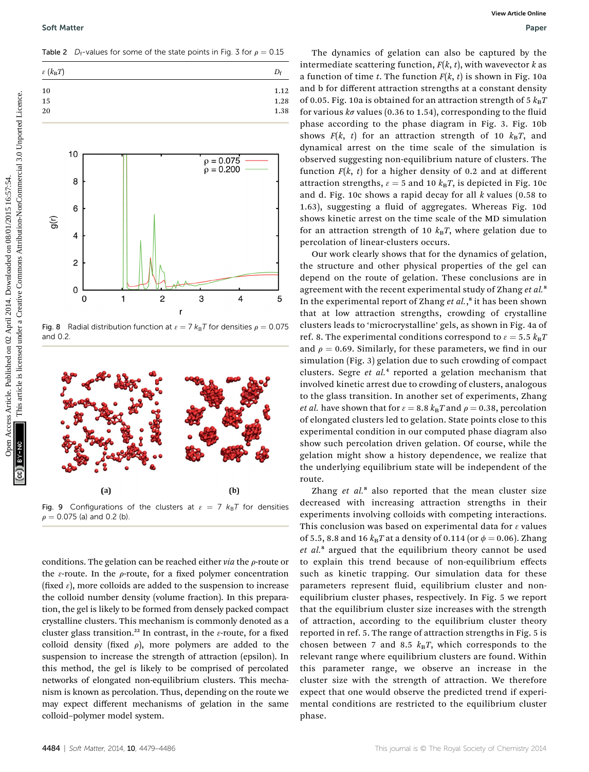Table 2 $D_f$-values for some of the state points in Fig. 3 for $\rho = 0.15$

| $\varepsilon$ ($k_BT$) | $D_f$ |
|---|---|
| 10 | 1.12 |
| 15 | 1.28 |
| 20 | 1.38 |

Fig. 8 Radial distribution function at $\varepsilon = 7\ k_BT$ for densities $\rho = 0.075$ and 0.2.

Fig. 9 Configurations of the clusters at $\varepsilon = 7\ k_BT$ for densities $\rho = 0.075$ (a) and 0.2 (b).

conditions. The gelation can be reached either *via* the $\rho$-route or the $\varepsilon$-route. In the $\rho$-route, for a fixed polymer concentration (fixed $\varepsilon$), more colloids are added to the suspension to increase the colloid number density (volume fraction). In this preparation, the gel is likely to be formed from densely packed compact crystalline clusters. This mechanism is commonly denoted as a cluster glass transition.[22] In contrast, in the $\varepsilon$-route, for a fixed colloid density (fixed $\rho$), more polymers are added to the suspension to increase the strength of attraction (epsilon). In this method, the gel is likely to be comprised of percolated networks of elongated non-equilibrium clusters. This mechanism is known as percolation. Thus, depending on the route we may expect different mechanisms of gelation in the same colloid–polymer model system.

The dynamics of gelation can also be captured by the intermediate scattering function, $F(k, t)$, with wavevector $k$ as a function of time $t$. The function $F(k, t)$ is shown in Fig. 10a and b for different attraction strengths at a constant density of 0.05. Fig. 10a is obtained for an attraction strength of 5 $k_BT$ for various $k\sigma$ values (0.36 to 1.54), corresponding to the fluid phase according to the phase diagram in Fig. 3. Fig. 10b shows $F(k, t)$ for an attraction strength of 10 $k_BT$, and dynamical arrest on the time scale of the simulation is observed suggesting non-equilibrium nature of clusters. The function $F(k, t)$ for a higher density of 0.2 and at different attraction strengths, $\varepsilon = 5$ and 10 $k_BT$, is depicted in Fig. 10c and d. Fig. 10c shows a rapid decay for all $k$ values (0.58 to 1.63), suggesting a fluid of aggregates. Whereas Fig. 10d shows kinetic arrest on the time scale of the MD simulation for an attraction strength of 10 $k_BT$, where gelation due to percolation of linear-clusters occurs.

Our work clearly shows that for the dynamics of gelation, the structure and other physical properties of the gel can depend on the route of gelation. These conclusions are in agreement with the recent experimental study of Zhang *et al.*[8] In the experimental report of Zhang *et al.*,[8] it has been shown that at low attraction strengths, crowding of crystalline clusters leads to 'microcrystalline' gels, as shown in Fig. 4a of ref. 8. The experimental conditions correspond to $\varepsilon = 5.5\ k_BT$ and $\rho = 0.69$. Similarly, for these parameters, we find in our simulation (Fig. 3) gelation due to such crowding of compact clusters. Segre *et al.*[4] reported a gelation mechanism that involved kinetic arrest due to crowding of clusters, analogous to the glass transition. In another set of experiments, Zhang *et al.* have shown that for $\varepsilon = 8.8\ k_BT$ and $\rho = 0.38$, percolation of elongated clusters led to gelation. State points close to this experimental condition in our computed phase diagram also show such percolation driven gelation. Of course, while the gelation might show a history dependence, we realize that the underlying equilibrium state will be independent of the route.

Zhang *et al.*[8] also reported that the mean cluster size decreased with increasing attraction strengths in their experiments involving colloids with competing interactions. This conclusion was based on experimental data for $\varepsilon$ values of 5.5, 8.8 and 16 $k_BT$ at a density of 0.114 (or $\phi = 0.06$). Zhang *et al.*[8] argued that the equilibrium theory cannot be used to explain this trend because of non-equilibrium effects such as kinetic trapping. Our simulation data for these parameters represent fluid, equilibrium cluster and non-equilibrium cluster phases, respectively. In Fig. 5 we report that the equilibrium cluster size increases with the strength of attraction, according to the equilibrium cluster theory reported in ref. 5. The range of attraction strengths in Fig. 5 is chosen between 7 and 8.5 $k_BT$, which corresponds to the relevant range where equilibrium clusters are found. Within this parameter range, we observe an increase in the cluster size with the strength of attraction. We therefore expect that one would observe the predicted trend if experimental conditions are restricted to the equilibrium cluster phase.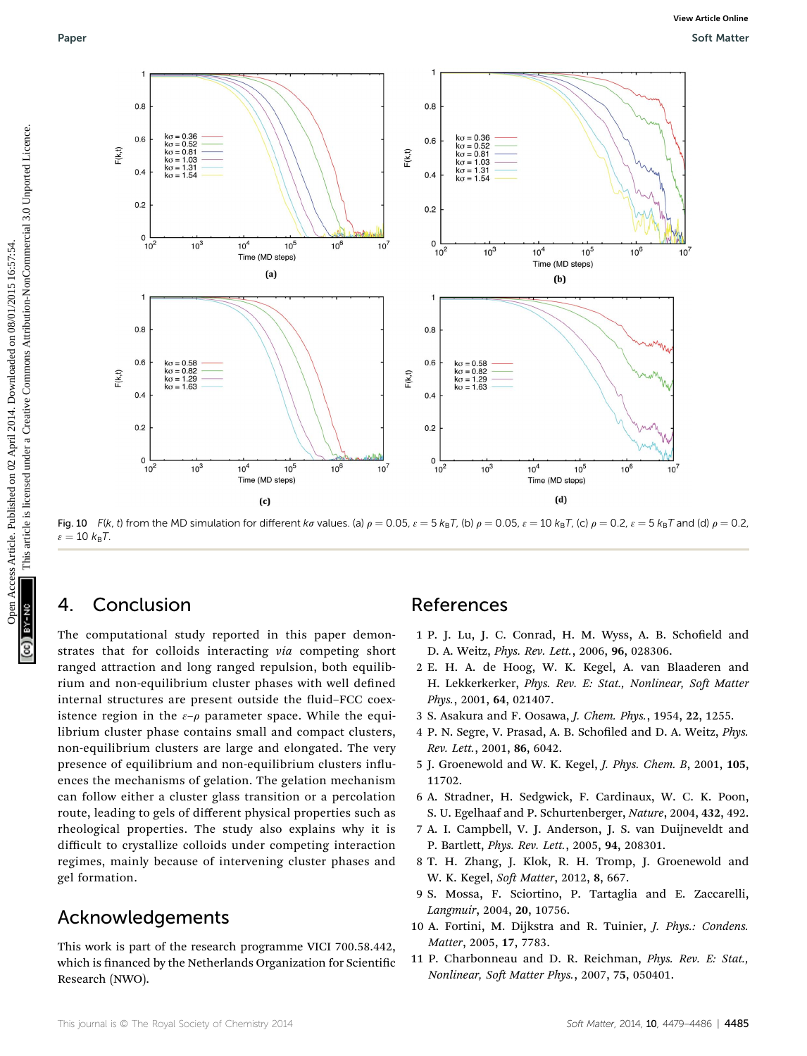Fig. 10 $F(k, t)$ from the MD simulation for different $k\sigma$ values. (a) $\rho = 0.05$, $\varepsilon = 5\ k_BT$, (b) $\rho = 0.05$, $\varepsilon = 10\ k_BT$, (c) $\rho = 0.2$, $\varepsilon = 5\ k_BT$ and (d) $\rho = 0.2$, $\varepsilon = 10\ k_BT$.

## 4. Conclusion

The computational study reported in this paper demonstrates that for colloids interacting *via* competing short ranged attraction and long ranged repulsion, both equilibrium and non-equilibrium cluster phases with well defined internal structures are present outside the fluid–FCC coexistence region in the $\varepsilon$–$\rho$ parameter space. While the equilibrium cluster phase contains small and compact clusters, non-equilibrium clusters are large and elongated. The very presence of equilibrium and non-equilibrium clusters influences the mechanisms of gelation. The gelation mechanism can follow either a cluster glass transition or a percolation route, leading to gels of different physical properties such as rheological properties. The study also explains why it is difficult to crystallize colloids under competing interaction regimes, mainly because of intervening cluster phases and gel formation.

## Acknowledgements

This work is part of the research programme VICI 700.58.442, which is financed by the Netherlands Organization for Scientific Research (NWO).

## References

1 P. J. Lu, J. C. Conrad, H. M. Wyss, A. B. Schofield and D. A. Weitz, *Phys. Rev. Lett.*, 2006, **96**, 028306.

2 E. H. A. de Hoog, W. K. Kegel, A. van Blaaderen and H. Lekkerkerker, *Phys. Rev. E: Stat., Nonlinear, Soft Matter Phys.*, 2001, **64**, 021407.

3 S. Asakura and F. Oosawa, *J. Chem. Phys.*, 1954, **22**, 1255.

4 P. N. Segre, V. Prasad, A. B. Schofiled and D. A. Weitz, *Phys. Rev. Lett.*, 2001, **86**, 6042.

5 J. Groenewold and W. K. Kegel, *J. Phys. Chem. B*, 2001, **105**, 11702.

6 A. Stradner, H. Sedgwick, F. Cardinaux, W. C. K. Poon, S. U. Egelhaaf and P. Schurtenberger, *Nature*, 2004, **432**, 492.

7 A. I. Campbell, V. J. Anderson, J. S. van Duijneveldt and P. Bartlett, *Phys. Rev. Lett.*, 2005, **94**, 208301.

8 T. H. Zhang, J. Klok, R. H. Tromp, J. Groenewold and W. K. Kegel, *Soft Matter*, 2012, **8**, 667.

9 S. Mossa, F. Sciortino, P. Tartaglia and E. Zaccarelli, *Langmuir*, 2004, **20**, 10756.

10 A. Fortini, M. Dijkstra and R. Tuinier, *J. Phys.: Condens. Matter*, 2005, **17**, 7783.

11 P. Charbonneau and D. R. Reichman, *Phys. Rev. E: Stat., Nonlinear, Soft Matter Phys.*, 2007, **75**, 050401.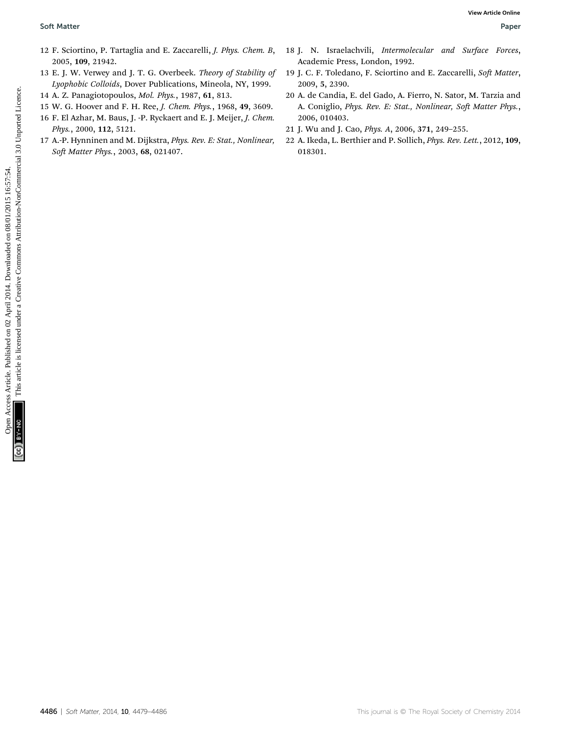12 F. Sciortino, P. Tartaglia and E. Zaccarelli, *J. Phys. Chem. B*, 2005, **109**, 21942.

13 E. J. W. Verwey and J. T. G. Overbeek. *Theory of Stability of Lyophobic Colloids*, Dover Publications, Mineola, NY, 1999.

14 A. Z. Panagiotopoulos, *Mol. Phys.*, 1987, **61**, 813.

15 W. G. Hoover and F. H. Ree, *J. Chem. Phys.*, 1968, **49**, 3609.

16 F. El Azhar, M. Baus, J. -P. Ryckaert and E. J. Meijer, *J. Chem. Phys.*, 2000, **112**, 5121.

17 A.-P. Hynninen and M. Dijkstra, *Phys. Rev. E: Stat., Nonlinear, Soft Matter Phys.*, 2003, **68**, 021407.

18 J. N. Israelachvili, *Intermolecular and Surface Forces*, Academic Press, London, 1992.

19 J. C. F. Toledano, F. Sciortino and E. Zaccarelli, *Soft Matter*, 2009, **5**, 2390.

20 A. de Candia, E. del Gado, A. Fierro, N. Sator, M. Tarzia and A. Coniglio, *Phys. Rev. E: Stat., Nonlinear, Soft Matter Phys.*, 2006, 010403.

21 J. Wu and J. Cao, *Phys. A*, 2006, **371**, 249–255.

22 A. Ikeda, L. Berthier and P. Sollich, *Phys. Rev. Lett.*, 2012, **109**, 018301.